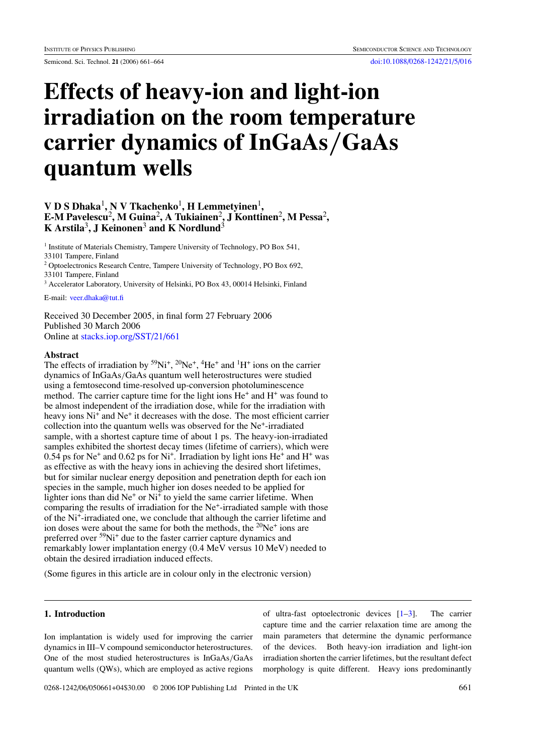# Effects of heavy-ion and light-ion irradiation on the room temperature carrier dynamics of InGaAs/GaAs quantum wells

**V D S Dhaka[1], N V Tkachenko[1], H Lemmetyinen[1], E-M Pavelescu[2], M Guina[2], A Tukiainen[2], J Konttinen[2], M Pessa[2], K Arstila[3], J Keinonen[3] and K Nordlund[3]**

[1] Institute of Materials Chemistry, Tampere University of Technology, PO Box 541, 33101 Tampere, Finland

[2] Optoelectronics Research Centre, Tampere University of Technology, PO Box 692, 33101 Tampere, Finland

[3] Accelerator Laboratory, University of Helsinki, PO Box 43, 00014 Helsinki, Finland

E-mail: veer.dhaka@tut.fi

Received 30 December 2005, in final form 27 February 2006
Published 30 March 2006
Online at stacks.iop.org/SST/21/661

## Abstract

The effects of irradiation by $^{59}Ni^{+}$, $^{20}Ne^{+}$, $^{4}He^{+}$ and $^{1}H^{+}$ ions on the carrier dynamics of InGaAs/GaAs quantum well heterostructures were studied using a femtosecond time-resolved up-conversion photoluminescence method. The carrier capture time for the light ions $He^{+}$ and $H^{+}$ was found to be almost independent of the irradiation dose, while for the irradiation with heavy ions $Ni^{+}$ and $Ne^{+}$ it decreases with the dose. The most efficient carrier collection into the quantum wells was observed for the $Ne^{+}$-irradiated sample, with a shortest capture time of about 1 ps. The heavy-ion-irradiated samples exhibited the shortest decay times (lifetime of carriers), which were 0.54 ps for $Ne^{+}$ and 0.62 ps for $Ni^{+}$. Irradiation by light ions $He^{+}$ and $H^{+}$ was as effective as with the heavy ions in achieving the desired short lifetimes, but for similar nuclear energy deposition and penetration depth for each ion species in the sample, much higher ion doses needed to be applied for lighter ions than did $Ne^{+}$ or $Ni^{+}$ to yield the same carrier lifetime. When comparing the results of irradiation for the $Ne^{+}$-irradiated sample with those of the $Ni^{+}$-irradiated one, we conclude that although the carrier lifetime and ion doses were about the same for both the methods, the $^{20}Ne^{+}$ ions are preferred over $^{59}Ni^{+}$ due to the faster carrier capture dynamics and remarkably lower implantation energy (0.4 MeV versus 10 MeV) needed to obtain the desired irradiation induced effects.

(Some figures in this article are in colour only in the electronic version)

## 1. Introduction

Ion implantation is widely used for improving the carrier dynamics in III–V compound semiconductor heterostructures. One of the most studied heterostructures is InGaAs/GaAs quantum wells (QWs), which are employed as active regions of ultra-fast optoelectronic devices [1–3]. The carrier capture time and the carrier relaxation time are among the main parameters that determine the dynamic performance of the devices. Both heavy-ion irradiation and light-ion irradiation shorten the carrier lifetimes, but the resultant defect morphology is quite different. Heavy ions predominantly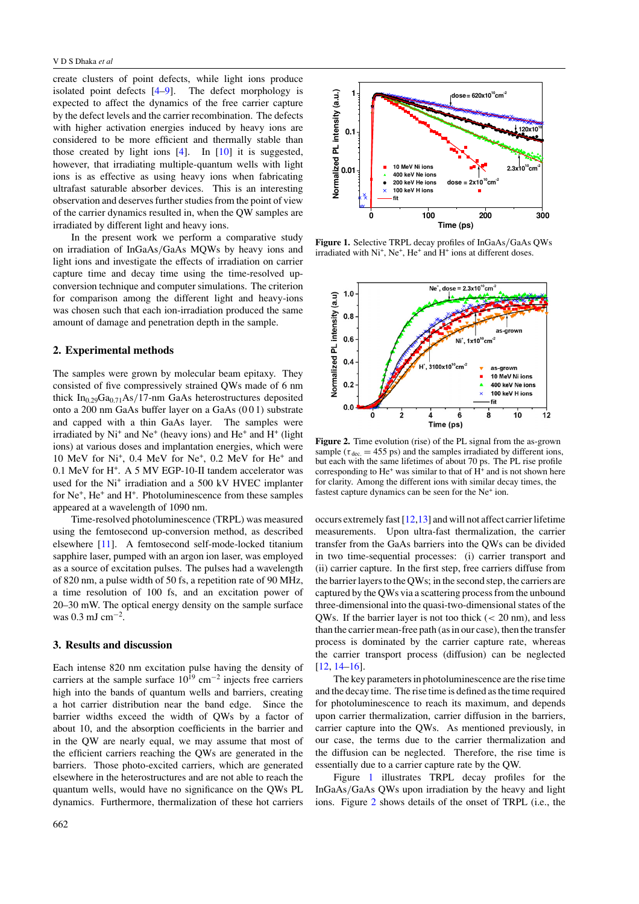create clusters of point defects, while light ions produce isolated point defects [4–9]. The defect morphology is expected to affect the dynamics of the free carrier capture by the defect levels and the carrier recombination. The defects with higher activation energies induced by heavy ions are considered to be more efficient and thermally stable than those created by light ions [4]. In [10] it is suggested, however, that irradiating multiple-quantum wells with light ions is as effective as using heavy ions when fabricating ultrafast saturable absorber devices. This is an interesting observation and deserves further studies from the point of view of the carrier dynamics resulted in, when the QW samples are irradiated by different light and heavy ions.

In the present work we perform a comparative study on irradiation of InGaAs/GaAs MQWs by heavy ions and light ions and investigate the effects of irradiation on carrier capture time and decay time using the time-resolved up-conversion technique and computer simulations. The criterion for comparison among the different light and heavy-ions was chosen such that each ion-irradiation produced the same amount of damage and penetration depth in the sample.

## 2. Experimental methods

The samples were grown by molecular beam epitaxy. They consisted of five compressively strained QWs made of 6 nm thick $In_{0.29}Ga_{0.71}As$/17-nm GaAs heterostructures deposited onto a 200 nm GaAs buffer layer on a GaAs (0 0 1) substrate and capped with a thin GaAs layer. The samples were irradiated by $Ni^+$ and $Ne^+$ (heavy ions) and $He^+$ and $H^+$ (light ions) at various doses and implantation energies, which were 10 MeV for $Ni^+$, 0.4 MeV for $Ne^+$, 0.2 MeV for $He^+$ and 0.1 MeV for $H^+$. A 5 MV EGP-10-II tandem accelerator was used for the $Ni^+$ irradiation and a 500 kV HVEC implanter for $Ne^+$, $He^+$ and $H^+$. Photoluminescence from these samples appeared at a wavelength of 1090 nm.

Time-resolved photoluminescence (TRPL) was measured using the femtosecond up-conversion method, as described elsewhere [11]. A femtosecond self-mode-locked titanium sapphire laser, pumped with an argon ion laser, was employed as a source of excitation pulses. The pulses had a wavelength of 820 nm, a pulse width of 50 fs, a repetition rate of 90 MHz, a time resolution of 100 fs, and an excitation power of 20–30 mW. The optical energy density on the sample surface was 0.3 mJ $cm^{-2}$.

## 3. Results and discussion

Each intense 820 nm excitation pulse having the density of carriers at the sample surface $10^{19}$ $cm^{-2}$ injects free carriers high into the bands of quantum wells and barriers, creating a hot carrier distribution near the band edge. Since the barrier widths exceed the width of QWs by a factor of about 10, and the absorption coefficients in the barrier and in the QW are nearly equal, we may assume that most of the efficient carriers reaching the QWs are generated in the barriers. Those photo-excited carriers, which are generated elsewhere in the heterostructures and are not able to reach the quantum wells, would have no significance on the QWs PL dynamics. Furthermore, thermalization of these hot carriers occurs extremely fast [12,13] and will not affect carrier lifetime measurements. Upon ultra-fast thermalization, the carrier transfer from the GaAs barriers into the QWs can be divided in two time-sequential processes: (i) carrier transport and (ii) carrier capture. In the first step, free carriers diffuse from the barrier layers to the QWs; in the second step, the carriers are captured by the QWs via a scattering process from the unbound three-dimensional into the quasi-two-dimensional states of the QWs. If the barrier layer is not too thick (< 20 nm), and less than the carrier mean-free path (as in our case), then the transfer process is dominated by the carrier capture rate, whereas the carrier transport process (diffusion) can be neglected [12, 14–16].

The key parameters in photoluminescence are the rise time and the decay time. The rise time is defined as the time required for photoluminescence to reach its maximum, and depends upon carrier thermalization, carrier diffusion in the barriers, carrier capture into the QWs. As mentioned previously, in our case, the terms due to the carrier thermalization and the diffusion can be neglected. Therefore, the rise time is essentially due to a carrier capture rate by the QW.

Figure 1 illustrates TRPL decay profiles for the InGaAs/GaAs QWs upon irradiation by the heavy and light ions. Figure 2 shows details of the onset of TRPL (i.e., the

**Figure 1.** Selective TRPL decay profiles of InGaAs/GaAs QWs irradiated with $Ni^+$, $Ne^+$, $He^+$ and $H^+$ ions at different doses.

**Figure 2.** Time evolution (rise) of the PL signal from the as-grown sample ($\tau_{dec.} = 455$ ps) and the samples irradiated by different ions, but each with the same lifetimes of about 70 ps. The PL rise profile corresponding to $He^+$ was similar to that of $H^+$ and is not shown here for clarity. Among the different ions with similar decay times, the fastest capture dynamics can be seen for the $Ne^+$ ion.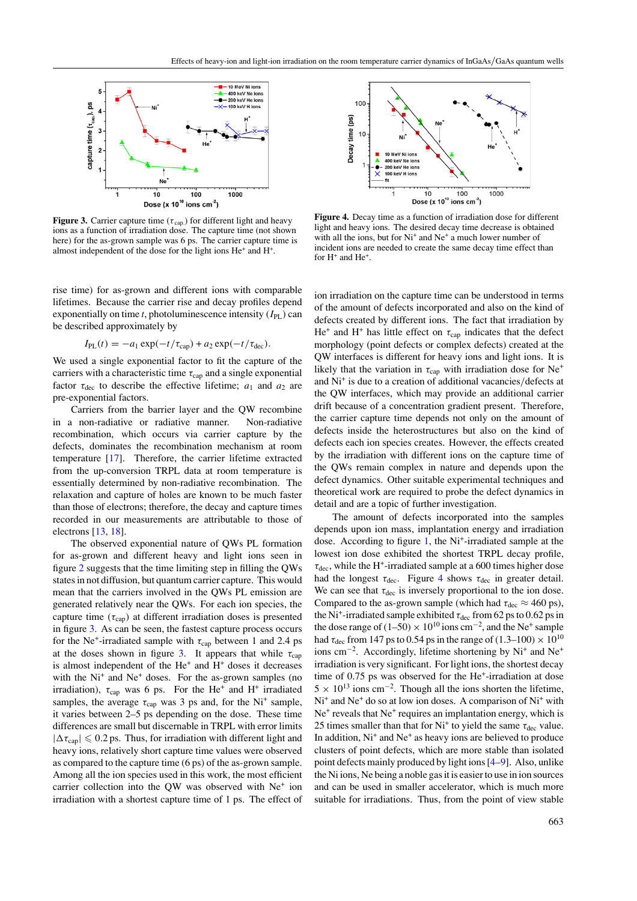**Figure 3.** Carrier capture time ($\tau_{cap.}$) for different light and heavy ions as a function of irradiation dose. The capture time (not shown here) for the as-grown sample was 6 ps. The carrier capture time is almost independent of the dose for the light ions $He^+$ and $H^+$.

**Figure 4.** Decay time as a function of irradiation dose for different light and heavy ions. The desired decay time decrease is obtained with all the ions, but for $Ni^+$ and $Ne^+$ a much lower number of incident ions are needed to create the same decay time effect than for $H^+$ and $He^+$.

rise time) for as-grown and different ions with comparable lifetimes. Because the carrier rise and decay profiles depend exponentially on time $t$, photoluminescence intensity ($I_{PL}$) can be described approximately by

$$I_{PL}(t) = -a_1 \exp(-t/\tau_{cap}) + a_2 \exp(-t/\tau_{dec}).$$

We used a single exponential factor to fit the capture of the carriers with a characteristic time $\tau_{cap}$ and a single exponential factor $\tau_{dec}$ to describe the effective lifetime; $a_1$ and $a_2$ are pre-exponential factors.

Carriers from the barrier layer and the QW recombine in a non-radiative or radiative manner. Non-radiative recombination, which occurs via carrier capture by the defects, dominates the recombination mechanism at room temperature [17]. Therefore, the carrier lifetime extracted from the up-conversion TRPL data at room temperature is essentially determined by non-radiative recombination. The relaxation and capture of holes are known to be much faster than those of electrons; therefore, the decay and capture times recorded in our measurements are attributable to those of electrons [13, 18].

The observed exponential nature of QWs PL formation for as-grown and different heavy and light ions seen in figure 2 suggests that the time limiting step in filling the QWs states in not diffusion, but quantum carrier capture. This would mean that the carriers involved in the QWs PL emission are generated relatively near the QWs. For each ion species, the capture time ($\tau_{cap}$) at different irradiation doses is presented in figure 3. As can be seen, the fastest capture process occurs for the $Ne^+$-irradiated sample with $\tau_{cap}$ between 1 and 2.4 ps at the doses shown in figure 3. It appears that while $\tau_{cap}$ is almost independent of the $He^+$ and $H^+$ doses it decreases with the $Ni^+$ and $Ne^+$ doses. For the as-grown samples (no irradiation), $\tau_{cap}$ was 6 ps. For the $He^+$ and $H^+$ irradiated samples, the average $\tau_{cap}$ was 3 ps and, for the $Ni^+$ sample, it varies between 2–5 ps depending on the dose. These time differences are small but discernable in TRPL with error limits $|\Delta\tau_{cap}| \leqslant 0.2$ ps. Thus, for irradiation with different light and heavy ions, relatively short capture time values were observed as compared to the capture time (6 ps) of the as-grown sample. Among all the ion species used in this work, the most efficient carrier collection into the QW was observed with $Ne^+$ ion irradiation with a shortest capture time of 1 ps. The effect of ion irradiation on the capture time can be understood in terms of the amount of defects incorporated and also on the kind of defects created by different ions. The fact that irradiation by $He^+$ and $H^+$ has little effect on $\tau_{cap}$ indicates that the defect morphology (point defects or complex defects) created at the QW interfaces is different for heavy ions and light ions. It is likely that the variation in $\tau_{cap}$ with irradiation dose for $Ne^+$ and $Ni^+$ is due to a creation of additional vacancies/defects at the QW interfaces, which may provide an additional carrier drift because of a concentration gradient present. Therefore, the carrier capture time depends not only on the amount of defects inside the heterostructures but also on the kind of defects each ion species creates. However, the effects created by the irradiation with different ions on the capture time of the QWs remain complex in nature and depends upon the defect dynamics. Other suitable experimental techniques and theoretical work are required to probe the defect dynamics in detail and are a topic of further investigation.

The amount of defects incorporated into the samples depends upon ion mass, implantation energy and irradiation dose. According to figure 1, the $Ni^+$-irradiated sample at the lowest ion dose exhibited the shortest TRPL decay profile, $\tau_{dec}$, while the $H^+$-irradiated sample at a 600 times higher dose had the longest $\tau_{dec}$. Figure 4 shows $\tau_{dec}$ in greater detail. We can see that $\tau_{dec}$ is inversely proportional to the ion dose. Compared to the as-grown sample (which had $\tau_{dec} \approx 460$ ps), the $Ni^+$-irradiated sample exhibited $\tau_{dec}$ from 62 ps to 0.62 ps in the dose range of $(1–50) \times 10^{10}$ ions $cm^{-2}$, and the $Ne^+$ sample had $\tau_{dec}$ from 147 ps to 0.54 ps in the range of $(1.3–100) \times 10^{10}$ ions $cm^{-2}$. Accordingly, lifetime shortening by $Ni^+$ and $Ne^+$ irradiation is very significant. For light ions, the shortest decay time of 0.75 ps was observed for the $He^+$-irradiation at dose $5 \times 10^{13}$ ions $cm^{-2}$. Though all the ions shorten the lifetime, $Ni^+$ and $Ne^+$ do so at low ion doses. A comparison of $Ni^+$ with $Ne^+$ reveals that $Ne^+$ requires an implantation energy, which is 25 times smaller than that for $Ni^+$ to yield the same $\tau_{dec}$ value. In addition, $Ni^+$ and $Ne^+$ as heavy ions are believed to produce clusters of point defects, which are more stable than isolated point defects mainly produced by light ions [4–9]. Also, unlike the Ni ions, Ne being a noble gas it is easier to use in ion sources and can be used in smaller accelerator, which is much more suitable for irradiations. Thus, from the point of view stable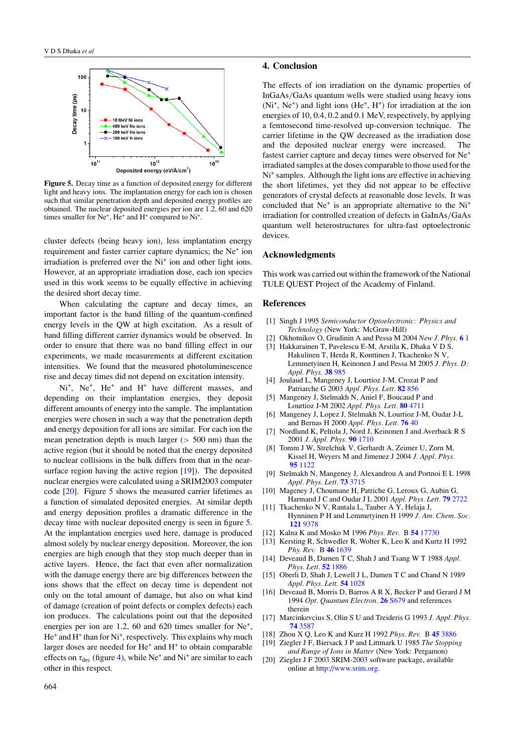100

10

1

Decay time (ps)

10 MeV Ni ions
400 keV Ne ions
200 keV He ions
100 keV H ions

$10^{11}$ $10^{12}$ $10^{13}$

Deposited energy (eV/Å/cm$^2$)

**Figure 5.** Decay time as a function of deposited energy for different light and heavy ions. The implantation energy for each ion is chosen such that similar penetration depth and deposited energy profiles are obtained. The nuclear deposited energies per ion are 1.2, 60 and 620 times smaller for $Ne^+$, $He^+$ and $H^+$ compared to $Ni^+$.

cluster defects (being heavy ion), less implantation energy requirement and faster carrier capture dynamics; the $Ne^+$ ion irradiation is preferred over the $Ni^+$ ion and other light ions. However, at an appropriate irradiation dose, each ion species used in this work seems to be equally effective in achieving the desired short decay time.

When calculating the capture and decay times, an important factor is the band filling of the quantum-confined energy levels in the QW at high excitation. As a result of band filling different carrier dynamics would be observed. In order to ensure that there was no band filling effect in our experiments, we made measurements at different excitation intensities. We found that the measured photoluminescence rise and decay times did not depend on excitation intensity.

$Ni^+$, $Ne^+$, $He^+$ and $H^+$ have different masses, and depending on their implantation energies, they deposit different amounts of energy into the sample. The implantation energies were chosen in such a way that the penetration depth and energy deposition for all ions are similar. For each ion the mean penetration depth is much larger (> 500 nm) than the active region (but it should be noted that the energy deposited to nuclear collisions in the bulk differs from that in the near-surface region having the active region [19]). The deposited nuclear energies were calculated using a SRIM2003 computer code [20]. Figure 5 shows the measured carrier lifetimes as a function of simulated deposited energies. At similar depth and energy deposition profiles a dramatic difference in the decay time with nuclear deposited energy is seen in figure 5. At the implantation energies used here, damage is produced almost solely by nuclear energy deposition. Moreover, the ion energies are high enough that they stop much deeper than in active layers. Hence, the fact that even after normalization with the damage energy there are big differences between the ions shows that the effect on decay time is dependent not only on the total amount of damage, but also on what kind of damage (creation of point defects or complex defects) each ion produces. The calculations point out that the deposited energies per ion are 1.2, 60 and 620 times smaller for $Ne^+$, $He^+$ and $H^+$ than for $Ni^+$, respectively. This explains why much larger doses are needed for $He^+$ and $H^+$ to obtain comparable effects on $\tau_{dec}$ (figure 4), while $Ne^+$ and $Ni^+$ are similar to each other in this respect.

## 4. Conclusion

The effects of ion irradiation on the dynamic properties of InGaAs/GaAs quantum wells were studied using heavy ions ($Ni^+$, $Ne^+$) and light ions ($He^+$, $H^+$) for irradiation at the ion energies of 10, 0.4, 0.2 and 0.1 MeV, respectively, by applying a femtosecond time-resolved up-conversion technique. The carrier lifetime in the QW decreased as the irradiation dose and the deposited nuclear energy were increased. The fastest carrier capture and decay times were observed for $Ne^+$ irradiated samples at the doses comparable to those used for the $Ni^+$ samples. Although the light ions are effective in achieving the short lifetimes, yet they did not appear to be effective generators of crystal defects at reasonable dose levels. It was concluded that $Ne^+$ is an appropriate alternative to the $Ni^+$ irradiation for controlled creation of defects in GaInAs/GaAs quantum well heterostructures for ultra-fast optoelectronic devices.

## Acknowledgments

This work was carried out within the framework of the National TULE QUEST Project of the Academy of Finland.

## References

[1] Singh J 1995 *Semiconductor Optoelectronic: Physics and Technology* (New York: McGraw-Hill)

[2] Okhotnikov O, Grudinin A and Pessa M 2004 *New J. Phys.* **6** 1

[3] Hakkarainen T, Pavelescu E-M, Arstila K, Dhaka V D S, Hakulinen T, Herda R, Konttinen J, Tkachenko N V, Lemmetyinen H, Keinonen J and Pessa M 2005 *J. Phys. D: Appl. Phys.* **38** 985

[4] Joulaud L, Mangeney J, Lourtioz J-M, Crozat P and Patriarche G 2003 *Appl. Phys. Lett.* **82** 856

[5] Mangeney J, Stelmakh N, Aniel F, Boucaud P and Lourtioz J-M 2002 *Appl. Phys. Lett.* **80** 4711

[6] Mangeney J, Lopez J, Stelmakh N, Lourtioz J-M, Oudar J-L and Bernas H 2000 *Appl. Phys. Lett.* **76** 40

[7] Nordlund K, Peltola J, Nord J, Keinonen J and Averback R S 2001 *J. Appl. Phys.* **90** 1710

[8] Tomm J W, Strelchuk V, Gerhardt A, Zeimer U, Zorn M, Kissel H, Weyers M and Jimenez J 2004 *J. Appl. Phys.* **95** 1122

[9] Stelmakh N, Mangeney J, Alexandrou A and Portnoi E L 1998 *Appl. Phys. Lett.* **73** 3715

[10] Mageney J, Choumane H, Patriche G, Leroux G, Aubin G, Harmand J C and Oudar J L 2001 *Appl. Phys. Lett.* **79** 2722

[11] Tkachenko N V, Rantala L, Tauber A Y, Helaja J, Hynninen P H and Lemmetyinen H 1999 *J. Am. Chem. Soc.* **121** 9378

[12] Kalna K and Mosko M 1996 *Phys. Rev.* B **54** 17730

[13] Kersting R, Schwedler R, Wolter K, Leo K and Kurtz H 1992 *Phy. Rev.* B **46** 1639

[14] Deveaud B, Damen T C, Shah J and Tsang W T 1988 *Appl. Phys. Lett.* **52** 1886

[15] Oberli D, Shah J, Lewell J L, Damen T C and Chand N 1989 *Appl. Phys. Lett.* **54** 1028

[16] Deveaud B, Morris D, Barros A R X, Becker P and Gerard J M 1994 *Opt. Quantum Electron.* **26** S679 and references therein

[17] Marcinkevcius S, Olin S U and Treideris G 1993 *J. Appl. Phys.* **74** 3587

[18] Zhou X Q, Leo K and Kurz H 1992 *Phys. Rev.* B **45** 3886

[19] Ziegler J F, Biersack J P and Littmark U 1985 *The Stopping and Range of Ions in Matter* (New York: Pergamon)

[20] Ziegler J F 2003 SRIM-2003 software package, available online at http://www.srim.org.